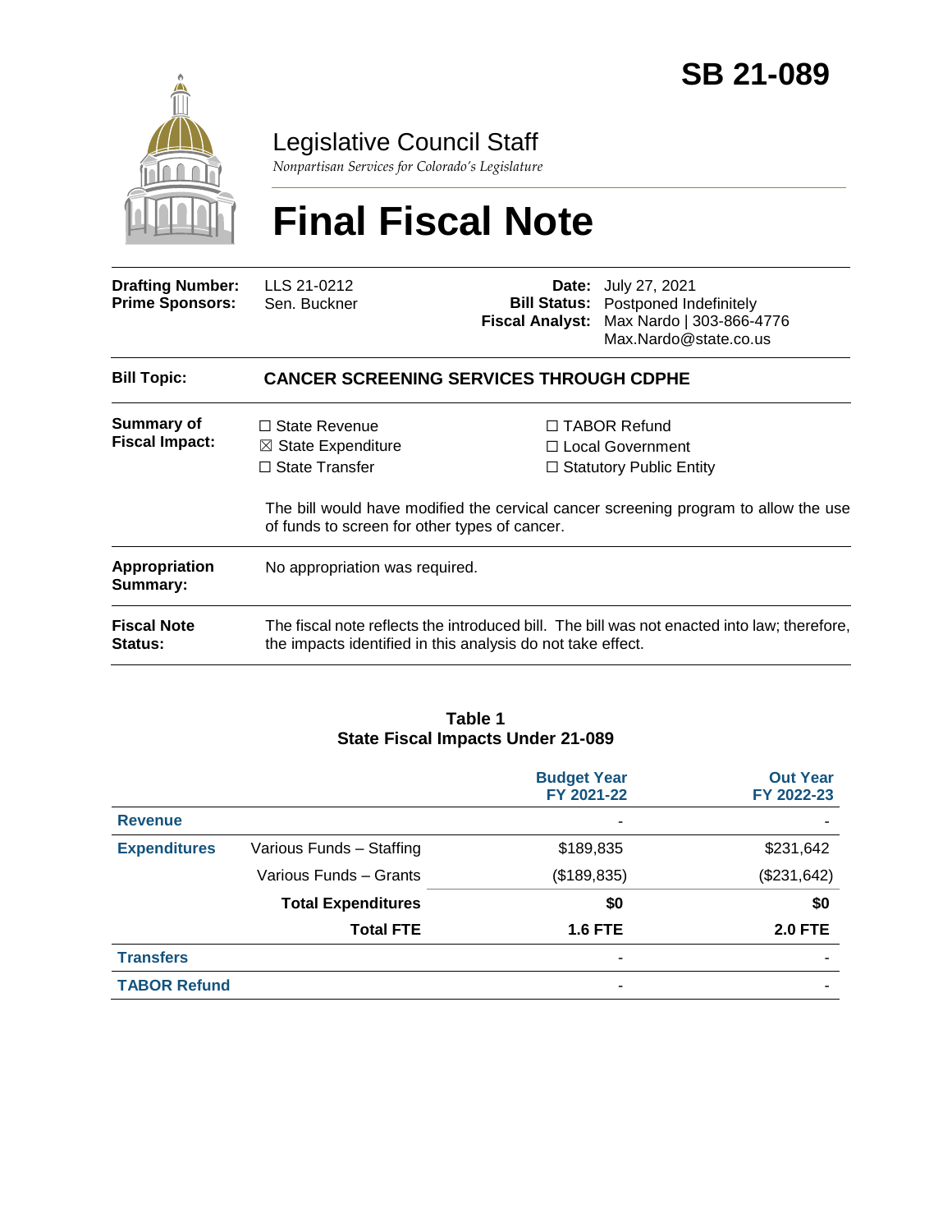# SB 21-089

## Legislative Council Staff

*Nonpartisan Services for Colorado's Legislature*

# Final Fiscal Note

| | | | |
|---|---|---|---|
| **Drafting Number:** | LLS 21-0212 | **Date:** | July 27, 2021 |
| **Prime Sponsors:** | Sen. Buckner | **Bill Status:** | Postponed Indefinitely |
| | | **Fiscal Analyst:** | Max Nardo \| 303-866-4776 Max.Nardo@state.co.us |

**Bill Topic:** **CANCER SCREENING SERVICES THROUGH CDPHE**

**Summary of Fiscal Impact:**

☐ State Revenue
☒ State Expenditure
☐ State Transfer
☐ TABOR Refund
☐ Local Government
☐ Statutory Public Entity

The bill would have modified the cervical cancer screening program to allow the use of funds to screen for other types of cancer.

**Appropriation Summary:** No appropriation was required.

**Fiscal Note Status:** The fiscal note reflects the introduced bill. The bill was not enacted into law; therefore, the impacts identified in this analysis do not take effect.

**Table 1**
**State Fiscal Impacts Under 21-089**

| | | Budget Year FY 2021-22 | Out Year FY 2022-23 |
|---|---|---|---|
| **Revenue** | | - | - |
| **Expenditures** | Various Funds – Staffing | $189,835 | $231,642 |
| | Various Funds – Grants | ($189,835) | ($231,642) |
| | **Total Expenditures** | **$0** | **$0** |
| | **Total FTE** | **1.6 FTE** | **2.0 FTE** |
| **Transfers** | | - | - |
| **TABOR Refund** | | - | - |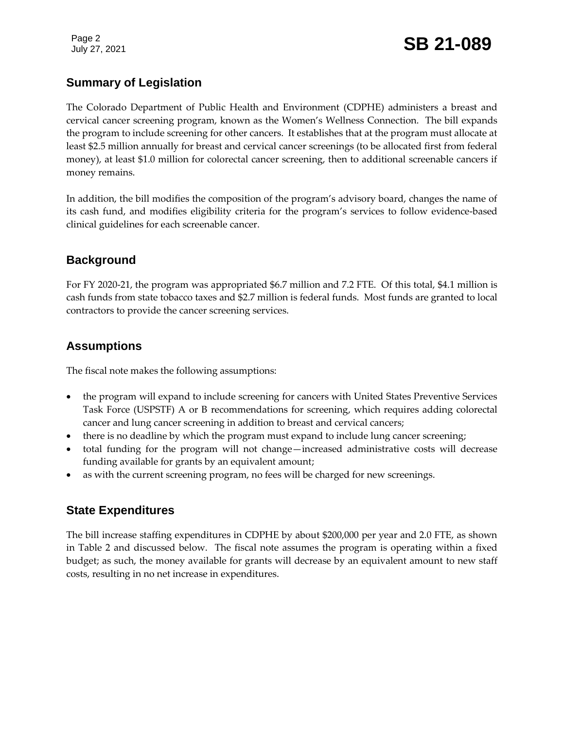## Summary of Legislation

The Colorado Department of Public Health and Environment (CDPHE) administers a breast and cervical cancer screening program, known as the Women's Wellness Connection. The bill expands the program to include screening for other cancers. It establishes that at the program must allocate at least $2.5 million annually for breast and cervical cancer screenings (to be allocated first from federal money), at least $1.0 million for colorectal cancer screening, then to additional screenable cancers if money remains.

In addition, the bill modifies the composition of the program's advisory board, changes the name of its cash fund, and modifies eligibility criteria for the program's services to follow evidence-based clinical guidelines for each screenable cancer.

## Background

For FY 2020-21, the program was appropriated $6.7 million and 7.2 FTE. Of this total, $4.1 million is cash funds from state tobacco taxes and $2.7 million is federal funds. Most funds are granted to local contractors to provide the cancer screening services.

## Assumptions

The fiscal note makes the following assumptions:

- the program will expand to include screening for cancers with United States Preventive Services Task Force (USPSTF) A or B recommendations for screening, which requires adding colorectal cancer and lung cancer screening in addition to breast and cervical cancers;
- there is no deadline by which the program must expand to include lung cancer screening;
- total funding for the program will not change—increased administrative costs will decrease funding available for grants by an equivalent amount;
- as with the current screening program, no fees will be charged for new screenings.

## State Expenditures

The bill increase staffing expenditures in CDPHE by about $200,000 per year and 2.0 FTE, as shown in Table 2 and discussed below. The fiscal note assumes the program is operating within a fixed budget; as such, the money available for grants will decrease by an equivalent amount to new staff costs, resulting in no net increase in expenditures.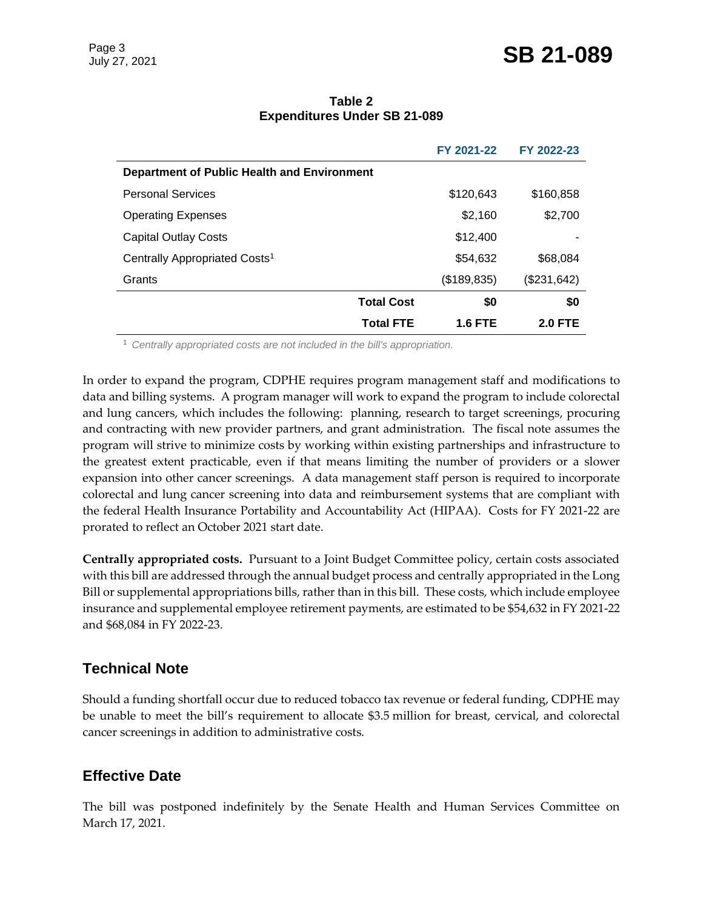**Table 2**
**Expenditures Under SB 21-089**

| | | FY 2021-22 | FY 2022-23 |
|---|---|---|---|
| **Department of Public Health and Environment** | | | |
| Personal Services | | $120,643 | $160,858 |
| Operating Expenses | | $2,160 | $2,700 |
| Capital Outlay Costs | | $12,400 | - |
| Centrally Appropriated Costs[1] | | $54,632 | $68,084 |
| Grants | | ($189,835) | ($231,642) |
| | **Total Cost** | **$0** | **$0** |
| | **Total FTE** | **1.6 FTE** | **2.0 FTE** |

[1] *Centrally appropriated costs are not included in the bill's appropriation.*

In order to expand the program, CDPHE requires program management staff and modifications to data and billing systems. A program manager will work to expand the program to include colorectal and lung cancers, which includes the following: planning, research to target screenings, procuring and contracting with new provider partners, and grant administration. The fiscal note assumes the program will strive to minimize costs by working within existing partnerships and infrastructure to the greatest extent practicable, even if that means limiting the number of providers or a slower expansion into other cancer screenings. A data management staff person is required to incorporate colorectal and lung cancer screening into data and reimbursement systems that are compliant with the federal Health Insurance Portability and Accountability Act (HIPAA). Costs for FY 2021-22 are prorated to reflect an October 2021 start date.

**Centrally appropriated costs.** Pursuant to a Joint Budget Committee policy, certain costs associated with this bill are addressed through the annual budget process and centrally appropriated in the Long Bill or supplemental appropriations bills, rather than in this bill. These costs, which include employee insurance and supplemental employee retirement payments, are estimated to be $54,632 in FY 2021-22 and $68,084 in FY 2022-23.

## Technical Note

Should a funding shortfall occur due to reduced tobacco tax revenue or federal funding, CDPHE may be unable to meet the bill's requirement to allocate $3.5 million for breast, cervical, and colorectal cancer screenings in addition to administrative costs.

## Effective Date

The bill was postponed indefinitely by the Senate Health and Human Services Committee on March 17, 2021.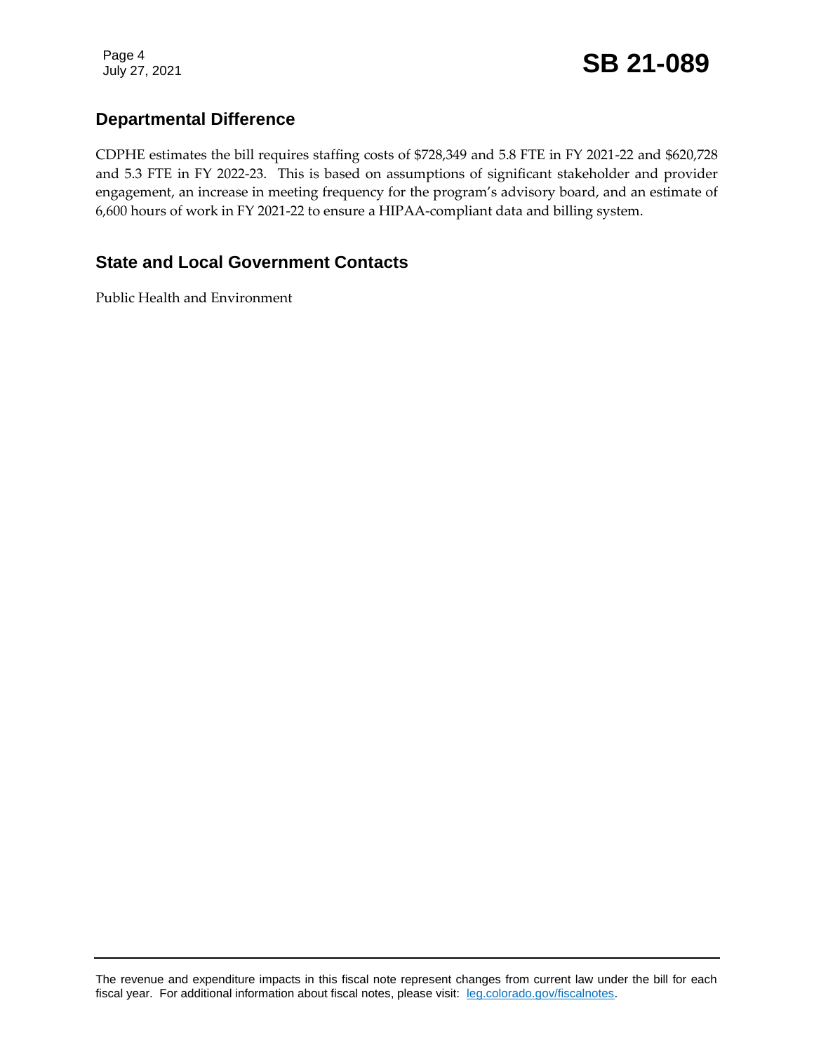## Departmental Difference

CDPHE estimates the bill requires staffing costs of $728,349 and 5.8 FTE in FY 2021-22 and $620,728 and 5.3 FTE in FY 2022-23. This is based on assumptions of significant stakeholder and provider engagement, an increase in meeting frequency for the program's advisory board, and an estimate of 6,600 hours of work in FY 2021-22 to ensure a HIPAA-compliant data and billing system.

## State and Local Government Contacts

Public Health and Environment

The revenue and expenditure impacts in this fiscal note represent changes from current law under the bill for each fiscal year. For additional information about fiscal notes, please visit: leg.colorado.gov/fiscalnotes.